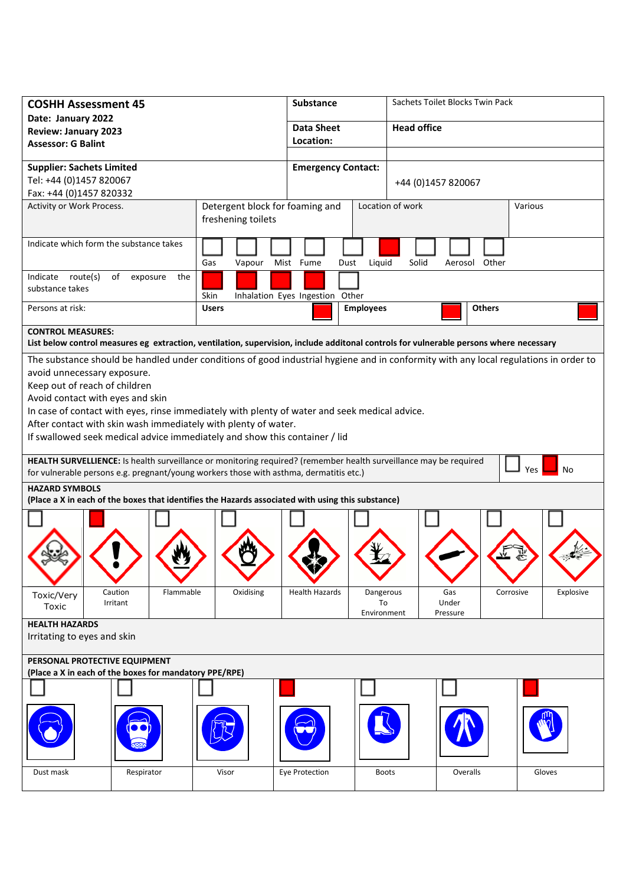| **COSHH Assessment 45**<br>**Date: January 2022**<br>**Review: January 2023**<br>**Assessor: G Balint** | **Substance** | Sachets Toilet Blocks Twin Pack |
|---|---|---|
| | **Data Sheet Location:** | **Head office** |
| **Supplier: Sachets Limited**<br>Tel: +44 (0)1457 820067<br>Fax: +44 (0)1457 820332 | **Emergency Contact:** | +44 (0)1457 820067 |

| Activity or Work Process. | Detergent block for foaming and freshening toilets | Location of work | Various |
|---|---|---|---|

**Indicate which form the substance takes**

| Gas | Vapour | Mist | Fume | Dust | Liquid | Solid | Aerosol | Other |
|---|---|---|---|---|---|---|---|---|
| ☐ | ☐ | ☐ | ☐ | ☐ | ■ | ☐ | ☐ | ☐ |

**Indicate route(s) of exposure the substance takes**

| Skin | Inhalation | Eyes | Ingestion | Other |
|---|---|---|---|---|
| ■ | ■ | ■ | ■ | ☐ |

**Persons at risk:**

| Users | Employees | Others |
|---|---|---|
| ■ | ■ | ■ |

**CONTROL MEASURES:**
**List below control measures eg extraction, ventilation, supervision, include additonal controls for vulnerable persons where necessary**

The substance should be handled under conditions of good industrial hygiene and in conformity with any local regulations in order to avoid unnecessary exposure.
Keep out of reach of children
Avoid contact with eyes and skin
In case of contact with eyes, rinse immediately with plenty of water and seek medical advice.
After contact with skin wash immediately with plenty of water.
If swallowed seek medical advice immediately and show this container / lid

**HEALTH SURVELLIENCE:** Is health surveillance or monitoring required? (remember health surveillance may be required for vulnerable persons e.g. pregnant/young workers those with asthma, dermatitis etc.) ☐ Yes ■ No

**HAZARD SYMBOLS**
**(Place a X in each of the boxes that identifies the Hazards associated with using this substance)**

| Toxic/Very Toxic | Caution Irritant | Flammable | Oxidising | Health Hazards | Dangerous To Environment | Gas Under Pressure | Corrosive | Explosive |
|---|---|---|---|---|---|---|---|---|
| ☐ | ■ | ☐ | ☐ | ☐ | ☐ | ☐ | ☐ | ☐ |

**HEALTH HAZARDS**
Irritating to eyes and skin

**PERSONAL PROTECTIVE EQUIPMENT**
**(Place a X in each of the boxes for mandatory PPE/RPE)**

| Dust mask | Respirator | Visor | Eye Protection | Boots | Overalls | Gloves |
|---|---|---|---|---|---|---|
| ☐ | ☐ | ☐ | ■ | ☐ | ☐ | ■ |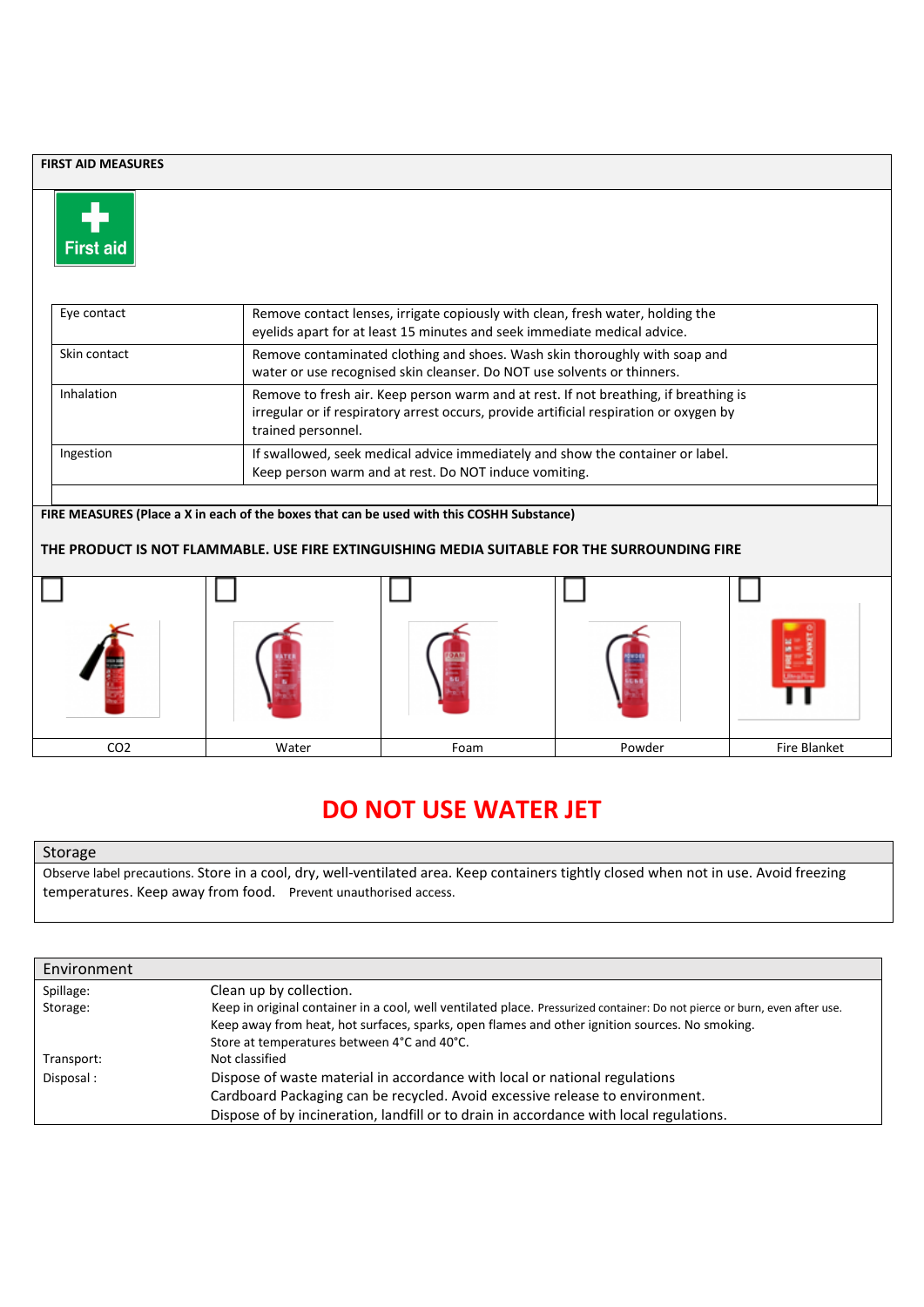## FIRST AID MEASURES

First aid

| | |
|---|---|
| Eye contact | Remove contact lenses, irrigate copiously with clean, fresh water, holding the eyelids apart for at least 15 minutes and seek immediate medical advice. |
| Skin contact | Remove contaminated clothing and shoes. Wash skin thoroughly with soap and water or use recognised skin cleanser. Do NOT use solvents or thinners. |
| Inhalation | Remove to fresh air. Keep person warm and at rest. If not breathing, if breathing is irregular or if respiratory arrest occurs, provide artificial respiration or oxygen by trained personnel. |
| Ingestion | If swallowed, seek medical advice immediately and show the container or label. Keep person warm and at rest. Do NOT induce vomiting. |

## FIRE MEASURES (Place a X in each of the boxes that can be used with this COSHH Substance)

**THE PRODUCT IS NOT FLAMMABLE. USE FIRE EXTINGUISHING MEDIA SUITABLE FOR THE SURROUNDING FIRE**

| ☐ | ☐ | ☐ | ☐ | ☐ |
|---|---|---|---|---|
| CO2 | Water | Foam | Powder | Fire Blanket |

# DO NOT USE WATER JET

## Storage

Observe label precautions. Store in a cool, dry, well-ventilated area. Keep containers tightly closed when not in use. Avoid freezing temperatures. Keep away from food. Prevent unauthorised access.

## Environment

| | |
|---|---|
| Spillage: | Clean up by collection. |
| Storage: | Keep in original container in a cool, well ventilated place. Pressurized container: Do not pierce or burn, even after use. Keep away from heat, hot surfaces, sparks, open flames and other ignition sources. No smoking. Store at temperatures between 4°C and 40°C. |
| Transport: | Not classified |
| Disposal : | Dispose of waste material in accordance with local or national regulations<br>Cardboard Packaging can be recycled. Avoid excessive release to environment.<br>Dispose of by incineration, landfill or to drain in accordance with local regulations. |